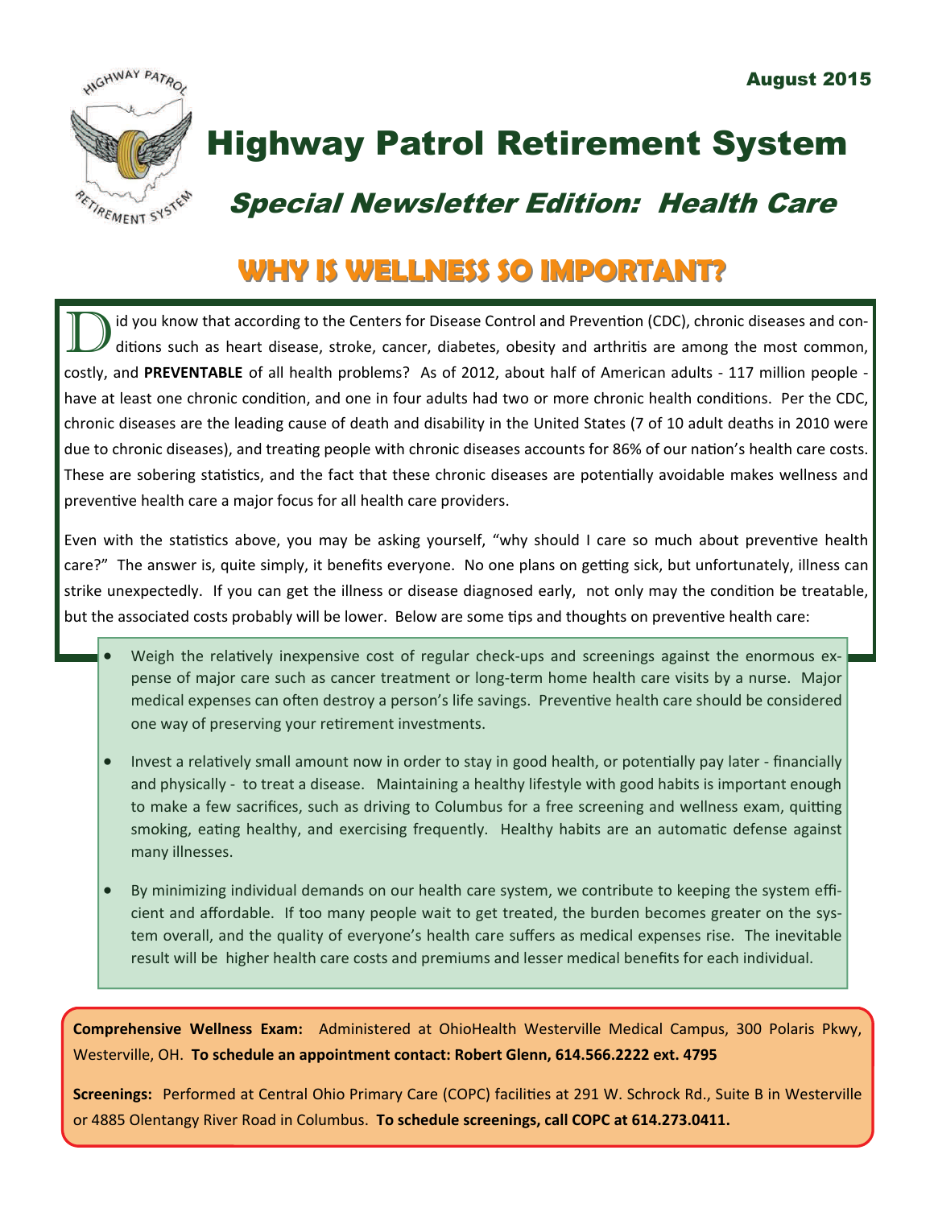August 2015

# Highway Patrol Retirement System

## *Special Newsletter Edition: Health Care*

## WHY IS WELLNESS SO IMPORTANT?

Did you know that according to the Centers for Disease Control and Prevention (CDC), chronic diseases and conditions such as heart disease, stroke, cancer, diabetes, obesity and arthritis are among the most common, costly, and **PREVENTABLE** of all health problems? As of 2012, about half of American adults - 117 million people - have at least one chronic condition, and one in four adults had two or more chronic health conditions. Per the CDC, chronic diseases are the leading cause of death and disability in the United States (7 of 10 adult deaths in 2010 were due to chronic diseases), and treating people with chronic diseases accounts for 86% of our nation's health care costs. These are sobering statistics, and the fact that these chronic diseases are potentially avoidable makes wellness and preventive health care a major focus for all health care providers.

Even with the statistics above, you may be asking yourself, "why should I care so much about preventive health care?" The answer is, quite simply, it benefits everyone. No one plans on getting sick, but unfortunately, illness can strike unexpectedly. If you can get the illness or disease diagnosed early, not only may the condition be treatable, but the associated costs probably will be lower. Below are some tips and thoughts on preventive health care:

- Weigh the relatively inexpensive cost of regular check-ups and screenings against the enormous expense of major care such as cancer treatment or long-term home health care visits by a nurse. Major medical expenses can often destroy a person's life savings. Preventive health care should be considered one way of preserving your retirement investments.
- Invest a relatively small amount now in order to stay in good health, or potentially pay later - financially and physically - to treat a disease. Maintaining a healthy lifestyle with good habits is important enough to make a few sacrifices, such as driving to Columbus for a free screening and wellness exam, quitting smoking, eating healthy, and exercising frequently. Healthy habits are an automatic defense against many illnesses.
- By minimizing individual demands on our health care system, we contribute to keeping the system efficient and affordable. If too many people wait to get treated, the burden becomes greater on the system overall, and the quality of everyone's health care suffers as medical expenses rise. The inevitable result will be higher health care costs and premiums and lesser medical benefits for each individual.

**Comprehensive Wellness Exam:** Administered at OhioHealth Westerville Medical Campus, 300 Polaris Pkwy, Westerville, OH. **To schedule an appointment contact: Robert Glenn, 614.566.2222 ext. 4795**

**Screenings:** Performed at Central Ohio Primary Care (COPC) facilities at 291 W. Schrock Rd., Suite B in Westerville or 4885 Olentangy River Road in Columbus. **To schedule screenings, call COPC at 614.273.0411.**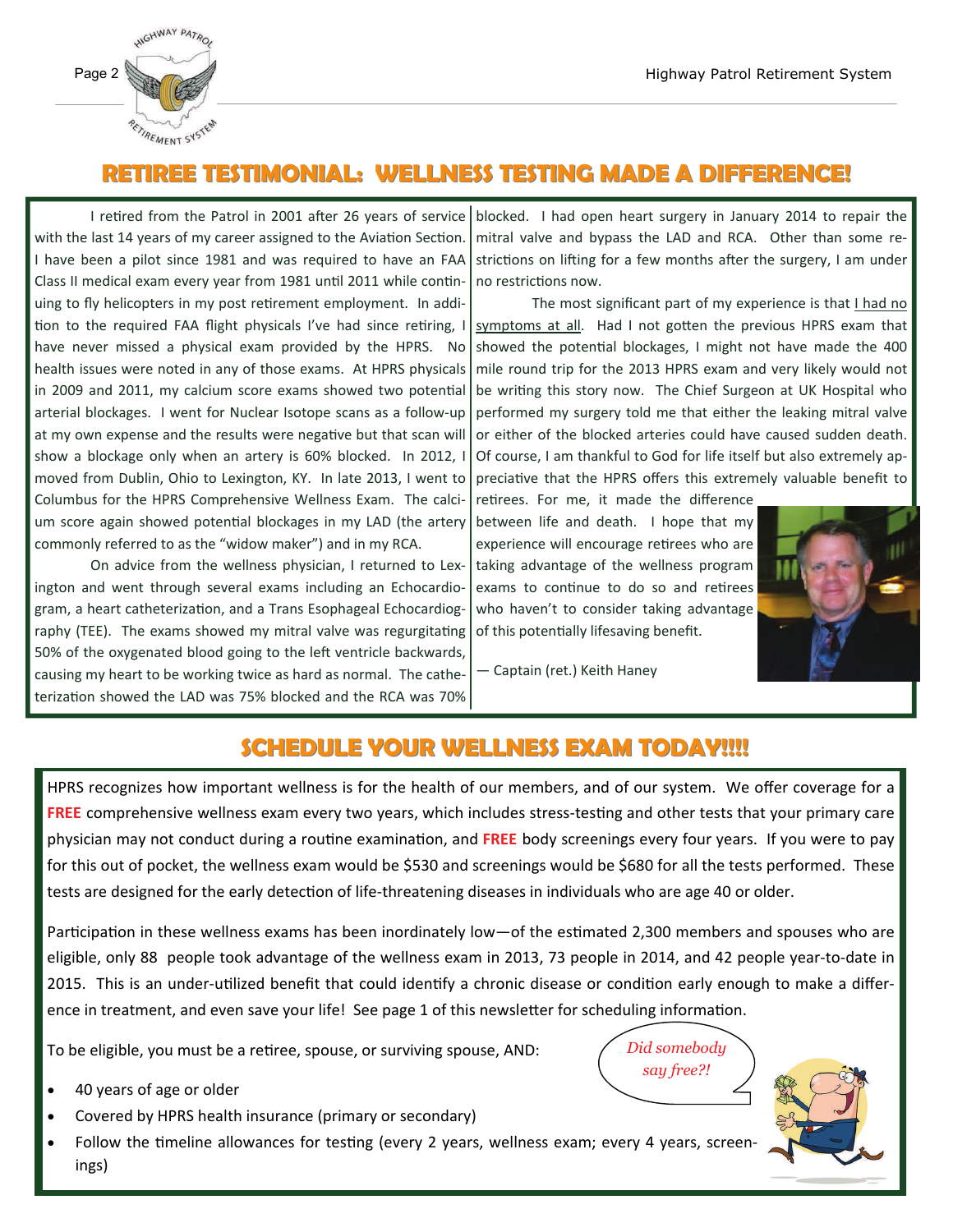## RETIREE TESTIMONIAL: WELLNESS TESTING MADE A DIFFERENCE!

I retired from the Patrol in 2001 after 26 years of service with the last 14 years of my career assigned to the Aviation Section. I have been a pilot since 1981 and was required to have an FAA Class II medical exam every year from 1981 until 2011 while continuing to fly helicopters in my post retirement employment. In addition to the required FAA flight physicals I've had since retiring, I have never missed a physical exam provided by the HPRS. No health issues were noted in any of those exams. At HPRS physicals in 2009 and 2011, my calcium score exams showed two potential arterial blockages. I went for Nuclear Isotope scans as a follow-up at my own expense and the results were negative but that scan will show a blockage only when an artery is 60% blocked. In 2012, I moved from Dublin, Ohio to Lexington, KY. In late 2013, I went to Columbus for the HPRS Comprehensive Wellness Exam. The calcium score again showed potential blockages in my LAD (the artery commonly referred to as the "widow maker") and in my RCA.

On advice from the wellness physician, I returned to Lexington and went through several exams including an Echocardiogram, a heart catheterization, and a Trans Esophageal Echocardiography (TEE). The exams showed my mitral valve was regurgitating 50% of the oxygenated blood going to the left ventricle backwards, causing my heart to be working twice as hard as normal. The catheterization showed the LAD was 75% blocked and the RCA was 70% blocked. I had open heart surgery in January 2014 to repair the mitral valve and bypass the LAD and RCA. Other than some restrictions on lifting for a few months after the surgery, I am under no restrictions now.

The most significant part of my experience is that I had no symptoms at all. Had I not gotten the previous HPRS exam that showed the potential blockages, I might not have made the 400 mile round trip for the 2013 HPRS exam and very likely would not be writing this story now. The Chief Surgeon at UK Hospital who performed my surgery told me that either the leaking mitral valve or either of the blocked arteries could have caused sudden death. Of course, I am thankful to God for life itself but also extremely appreciative that the HPRS offers this extremely valuable benefit to retirees. For me, it made the difference between life and death. I hope that my experience will encourage retirees who are taking advantage of the wellness program exams to continue to do so and retirees who haven't to consider taking advantage of this potentially lifesaving benefit.

— Captain (ret.) Keith Haney

## SCHEDULE YOUR WELLNESS EXAM TODAY!!!!

HPRS recognizes how important wellness is for the health of our members, and of our system. We offer coverage for a **FREE** comprehensive wellness exam every two years, which includes stress-testing and other tests that your primary care physician may not conduct during a routine examination, and **FREE** body screenings every four years. If you were to pay for this out of pocket, the wellness exam would be $530 and screenings would be $680 for all the tests performed. These tests are designed for the early detection of life-threatening diseases in individuals who are age 40 or older.

Participation in these wellness exams has been inordinately low—of the estimated 2,300 members and spouses who are eligible, only 88 people took advantage of the wellness exam in 2013, 73 people in 2014, and 42 people year-to-date in 2015. This is an under-utilized benefit that could identify a chronic disease or condition early enough to make a difference in treatment, and even save your life! See page 1 of this newsletter for scheduling information.

To be eligible, you must be a retiree, spouse, or surviving spouse, AND:

*Did somebody say free?!*

- 40 years of age or older
- Covered by HPRS health insurance (primary or secondary)
- Follow the timeline allowances for testing (every 2 years, wellness exam; every 4 years, screenings)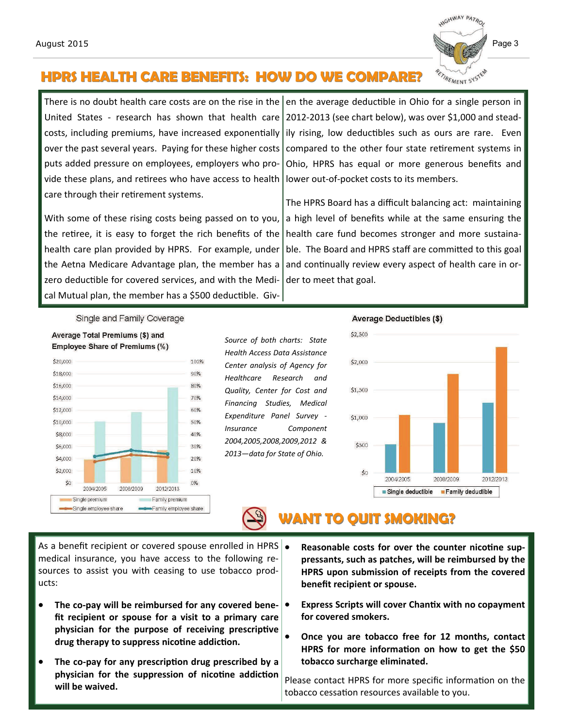## HPRS HEALTH CARE BENEFITS: HOW DO WE COMPARE?

There is no doubt health care costs are on the rise in the United States - research has shown that health care costs, including premiums, have increased exponentially over the past several years. Paying for these higher costs puts added pressure on employees, employers who provide these plans, and retirees who have access to health care through their retirement systems.

With some of these rising costs being passed on to you, the retiree, it is easy to forget the rich benefits of the health care plan provided by HPRS. For example, under the Aetna Medicare Advantage plan, the member has a zero deductible for covered services, and with the Medical Mutual plan, the member has a $500 deductible. Given the average deductible in Ohio for a single person in 2012-2013 (see chart below), was over $1,000 and steadily rising, low deductibles such as ours are rare. Even compared to the other four state retirement systems in Ohio, HPRS has equal or more generous benefits and lower out-of-pocket costs to its members.

The HPRS Board has a difficult balancing act: maintaining a high level of benefits while at the same ensuring the health care fund becomes stronger and more sustainable. The Board and HPRS staff are committed to this goal and continually review every aspect of health care in order to meet that goal.

Single and Family Coverage

Average Total Premiums ($) and Employee Share of Premiums (%)

$20,000 $18,000 $16,000 $14,000 $12,000 $10,000 $8,000 $6,000 $4,000 $2,000 $0

100% 90% 80% 70% 60% 50% 40% 30% 20% 10% 0%

2004/2005 2008/2009 2012/2013

Single premium, Family premium, Single employee share, Family employee share

*Source of both charts: State Health Access Data Assistance Center analysis of Agency for Healthcare Research and Quality, Center for Cost and Financing Studies, Medical Expenditure Panel Survey - Insurance Component 2004,2005,2008,2009,2012 & 2013—data for State of Ohio.*

Average Deductibles ($)

$2,500 $2,000 $1,500 $1,000 $500 $0

2004/2005 2008/2009 2012/2013

Single deductible, Family deductible

## WANT TO QUIT SMOKING?

As a benefit recipient or covered spouse enrolled in HPRS medical insurance, you have access to the following resources to assist you with ceasing to use tobacco products:

- **The co-pay will be reimbursed for any covered benefit recipient or spouse for a visit to a primary care physician for the purpose of receiving prescriptive drug therapy to suppress nicotine addiction.**
- **The co-pay for any prescription drug prescribed by a physician for the suppression of nicotine addiction will be waived.**
- **Reasonable costs for over the counter nicotine suppressants, such as patches, will be reimbursed by the HPRS upon submission of receipts from the covered benefit recipient or spouse.**
- **Express Scripts will cover Chantix with no copayment for covered smokers.**
- **Once you are tobacco free for 12 months, contact HPRS for more information on how to get the $50 tobacco surcharge eliminated.**

Please contact HPRS for more specific information on the tobacco cessation resources available to you.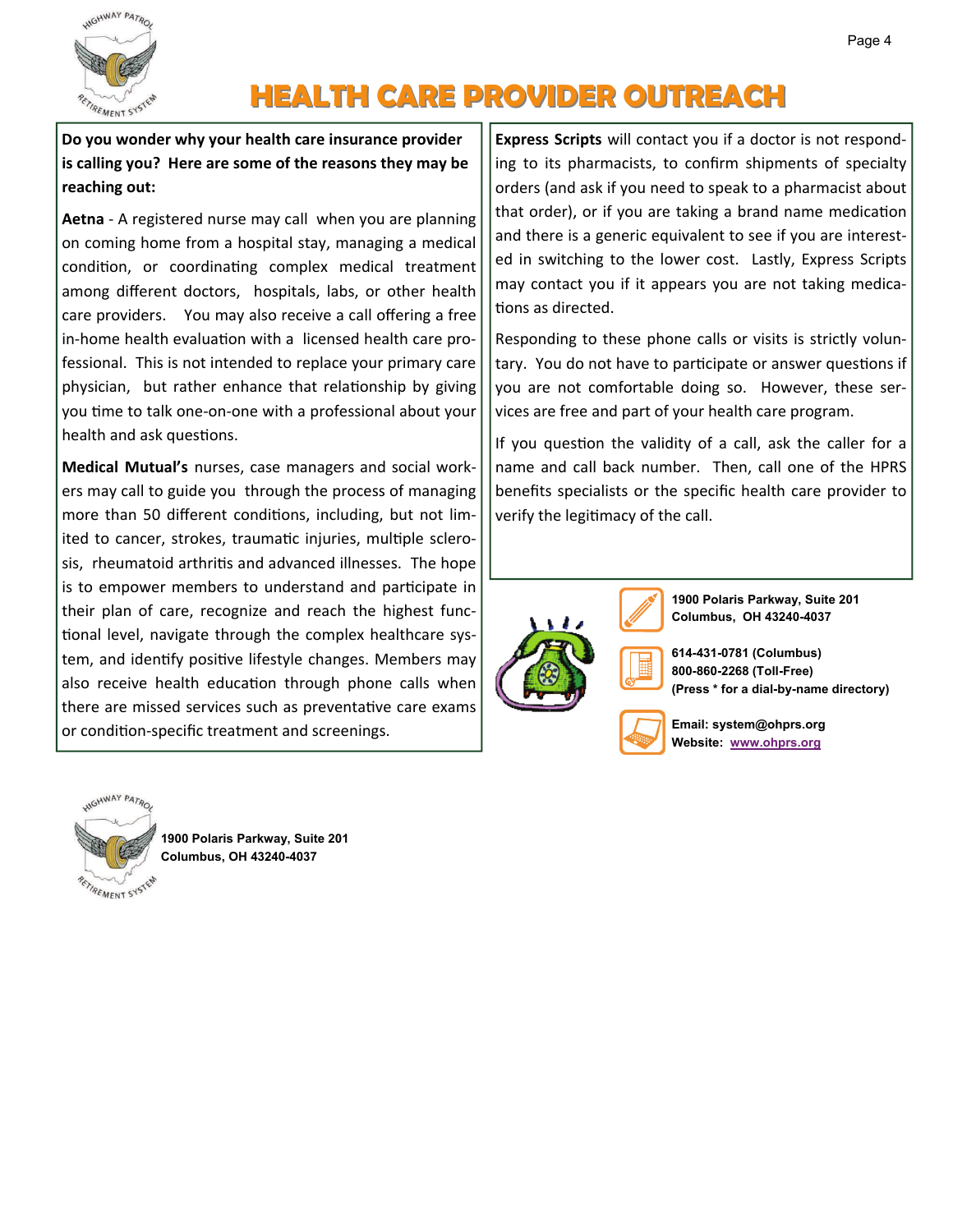# HEALTH CARE PROVIDER OUTREACH

**Do you wonder why your health care insurance provider is calling you? Here are some of the reasons they may be reaching out:**

**Aetna** - A registered nurse may call when you are planning on coming home from a hospital stay, managing a medical condition, or coordinating complex medical treatment among different doctors, hospitals, labs, or other health care providers. You may also receive a call offering a free in-home health evaluation with a licensed health care professional. This is not intended to replace your primary care physician, but rather enhance that relationship by giving you time to talk one-on-one with a professional about your health and ask questions.

**Medical Mutual's** nurses, case managers and social workers may call to guide you through the process of managing more than 50 different conditions, including, but not limited to cancer, strokes, traumatic injuries, multiple sclerosis, rheumatoid arthritis and advanced illnesses. The hope is to empower members to understand and participate in their plan of care, recognize and reach the highest functional level, navigate through the complex healthcare system, and identify positive lifestyle changes. Members may also receive health education through phone calls when there are missed services such as preventative care exams or condition-specific treatment and screenings.

**Express Scripts** will contact you if a doctor is not responding to its pharmacists, to confirm shipments of specialty orders (and ask if you need to speak to a pharmacist about that order), or if you are taking a brand name medication and there is a generic equivalent to see if you are interested in switching to the lower cost. Lastly, Express Scripts may contact you if it appears you are not taking medications as directed.

Responding to these phone calls or visits is strictly voluntary. You do not have to participate or answer questions if you are not comfortable doing so. However, these services are free and part of your health care program.

If you question the validity of a call, ask the caller for a name and call back number. Then, call one of the HPRS benefits specialists or the specific health care provider to verify the legitimacy of the call.

**1900 Polaris Parkway, Suite 201**
**Columbus, OH 43240-4037**

**614-431-0781 (Columbus)**
**800-860-2268 (Toll-Free)**
**(Press * for a dial-by-name directory)**

**Email: system@ohprs.org**
**Website: www.ohprs.org**

**1900 Polaris Parkway, Suite 201**
**Columbus, OH 43240-4037**